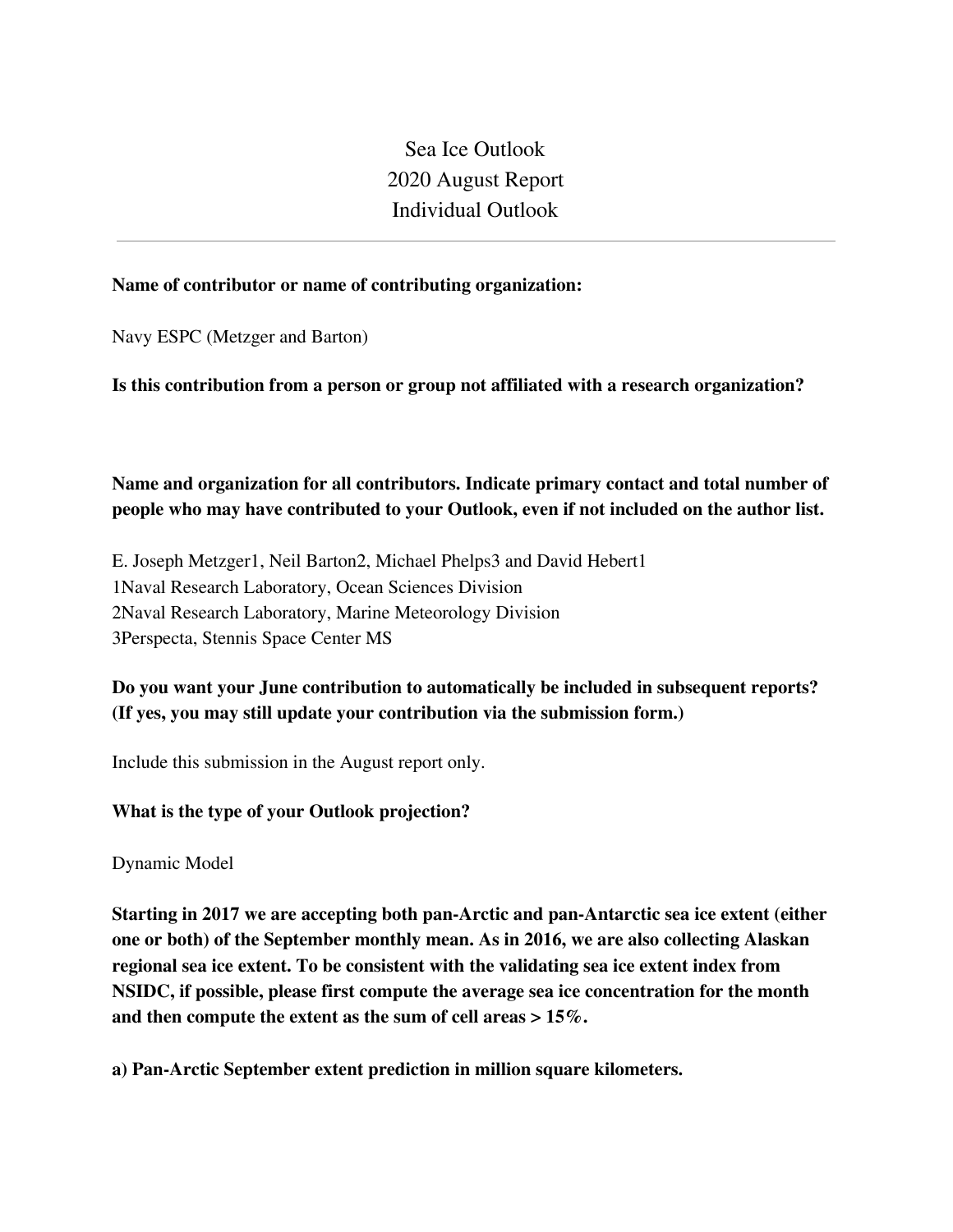# Sea Ice Outlook
# 2020 August Report
# Individual Outlook

---

**Name of contributor or name of contributing organization:**

Navy ESPC (Metzger and Barton)

**Is this contribution from a person or group not affiliated with a research organization?**

**Name and organization for all contributors. Indicate primary contact and total number of people who may have contributed to your Outlook, even if not included on the author list.**

E. Joseph Metzger[1], Neil Barton[2], Michael Phelps[3] and David Hebert[1]
[1]Naval Research Laboratory, Ocean Sciences Division
[2]Naval Research Laboratory, Marine Meteorology Division
[3]Perspecta, Stennis Space Center MS

**Do you want your June contribution to automatically be included in subsequent reports? (If yes, you may still update your contribution via the submission form.)**

Include this submission in the August report only.

**What is the type of your Outlook projection?**

Dynamic Model

**Starting in 2017 we are accepting both pan-Arctic and pan-Antarctic sea ice extent (either one or both) of the September monthly mean. As in 2016, we are also collecting Alaskan regional sea ice extent. To be consistent with the validating sea ice extent index from NSIDC, if possible, please first compute the average sea ice concentration for the month and then compute the extent as the sum of cell areas > 15%.**

**a) Pan-Arctic September extent prediction in million square kilometers.**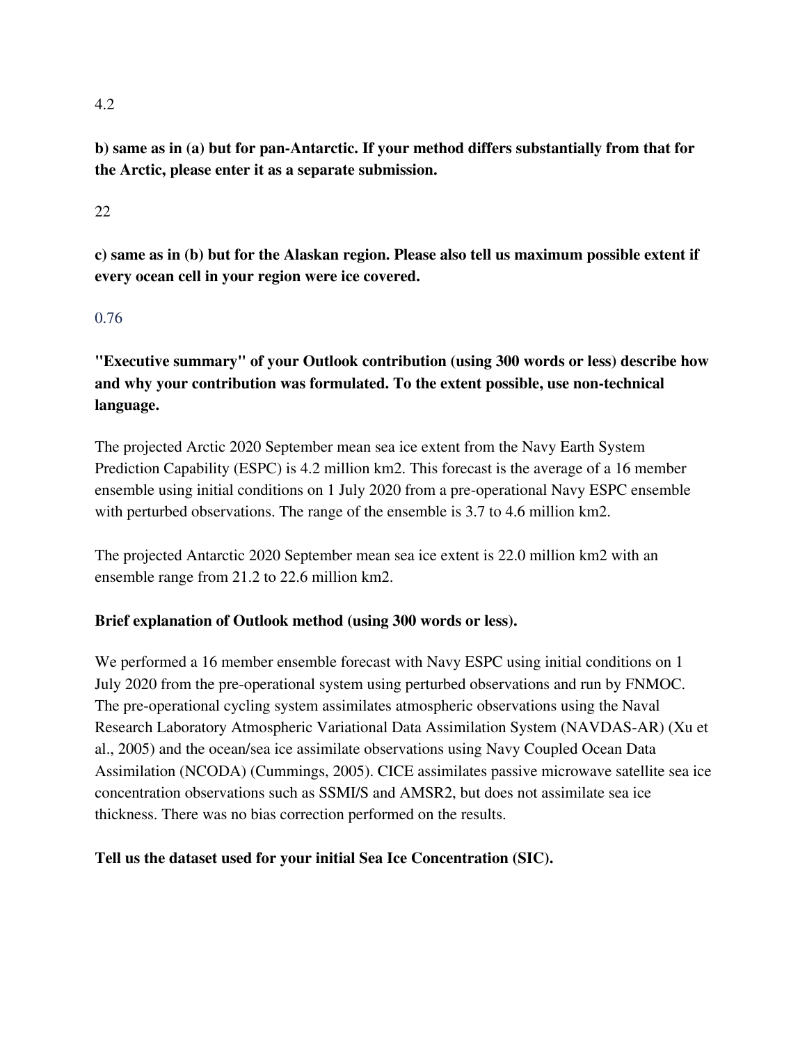4.2

**b) same as in (a) but for pan-Antarctic. If your method differs substantially from that for the Arctic, please enter it as a separate submission.**

22

**c) same as in (b) but for the Alaskan region. Please also tell us maximum possible extent if every ocean cell in your region were ice covered.**

0.76

**"Executive summary" of your Outlook contribution (using 300 words or less) describe how and why your contribution was formulated. To the extent possible, use non-technical language.**

The projected Arctic 2020 September mean sea ice extent from the Navy Earth System Prediction Capability (ESPC) is 4.2 million km2. This forecast is the average of a 16 member ensemble using initial conditions on 1 July 2020 from a pre-operational Navy ESPC ensemble with perturbed observations. The range of the ensemble is 3.7 to 4.6 million km2.

The projected Antarctic 2020 September mean sea ice extent is 22.0 million km2 with an ensemble range from 21.2 to 22.6 million km2.

**Brief explanation of Outlook method (using 300 words or less).**

We performed a 16 member ensemble forecast with Navy ESPC using initial conditions on 1 July 2020 from the pre-operational system using perturbed observations and run by FNMOC. The pre-operational cycling system assimilates atmospheric observations using the Naval Research Laboratory Atmospheric Variational Data Assimilation System (NAVDAS-AR) (Xu et al., 2005) and the ocean/sea ice assimilate observations using Navy Coupled Ocean Data Assimilation (NCODA) (Cummings, 2005). CICE assimilates passive microwave satellite sea ice concentration observations such as SSMI/S and AMSR2, but does not assimilate sea ice thickness. There was no bias correction performed on the results.

**Tell us the dataset used for your initial Sea Ice Concentration (SIC).**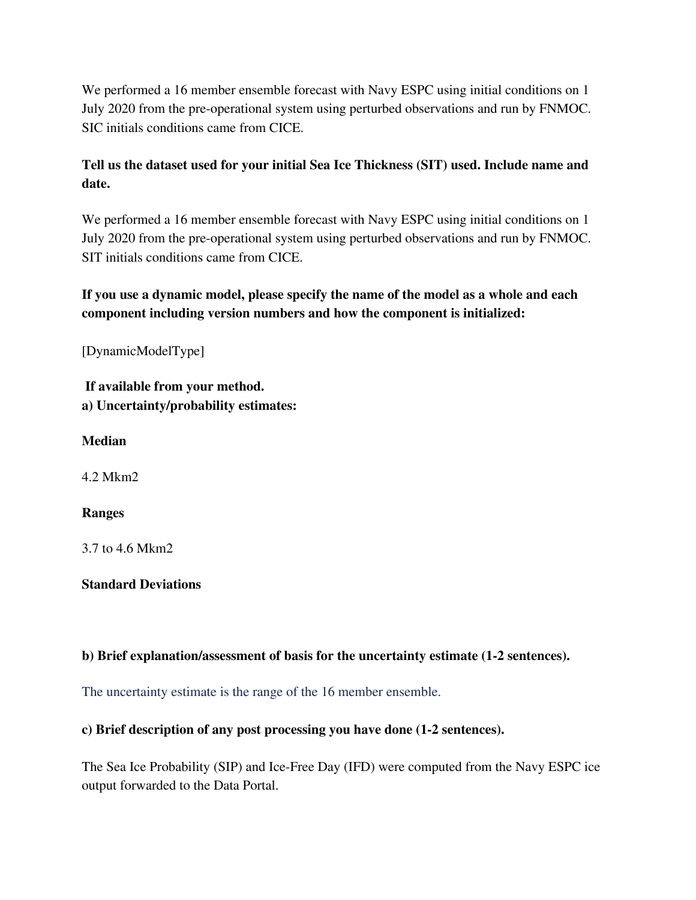We performed a 16 member ensemble forecast with Navy ESPC using initial conditions on 1 July 2020 from the pre-operational system using perturbed observations and run by FNMOC. SIC initials conditions came from CICE.

**Tell us the dataset used for your initial Sea Ice Thickness (SIT) used. Include name and date.**

We performed a 16 member ensemble forecast with Navy ESPC using initial conditions on 1 July 2020 from the pre-operational system using perturbed observations and run by FNMOC. SIT initials conditions came from CICE.

**If you use a dynamic model, please specify the name of the model as a whole and each component including version numbers and how the component is initialized:**

[DynamicModelType]

**If available from your method.**
**a) Uncertainty/probability estimates:**

**Median**

4.2 Mkm2

**Ranges**

3.7 to 4.6 Mkm2

**Standard Deviations**

**b) Brief explanation/assessment of basis for the uncertainty estimate (1-2 sentences).**

The uncertainty estimate is the range of the 16 member ensemble.

**c) Brief description of any post processing you have done (1-2 sentences).**

The Sea Ice Probability (SIP) and Ice-Free Day (IFD) were computed from the Navy ESPC ice output forwarded to the Data Portal.